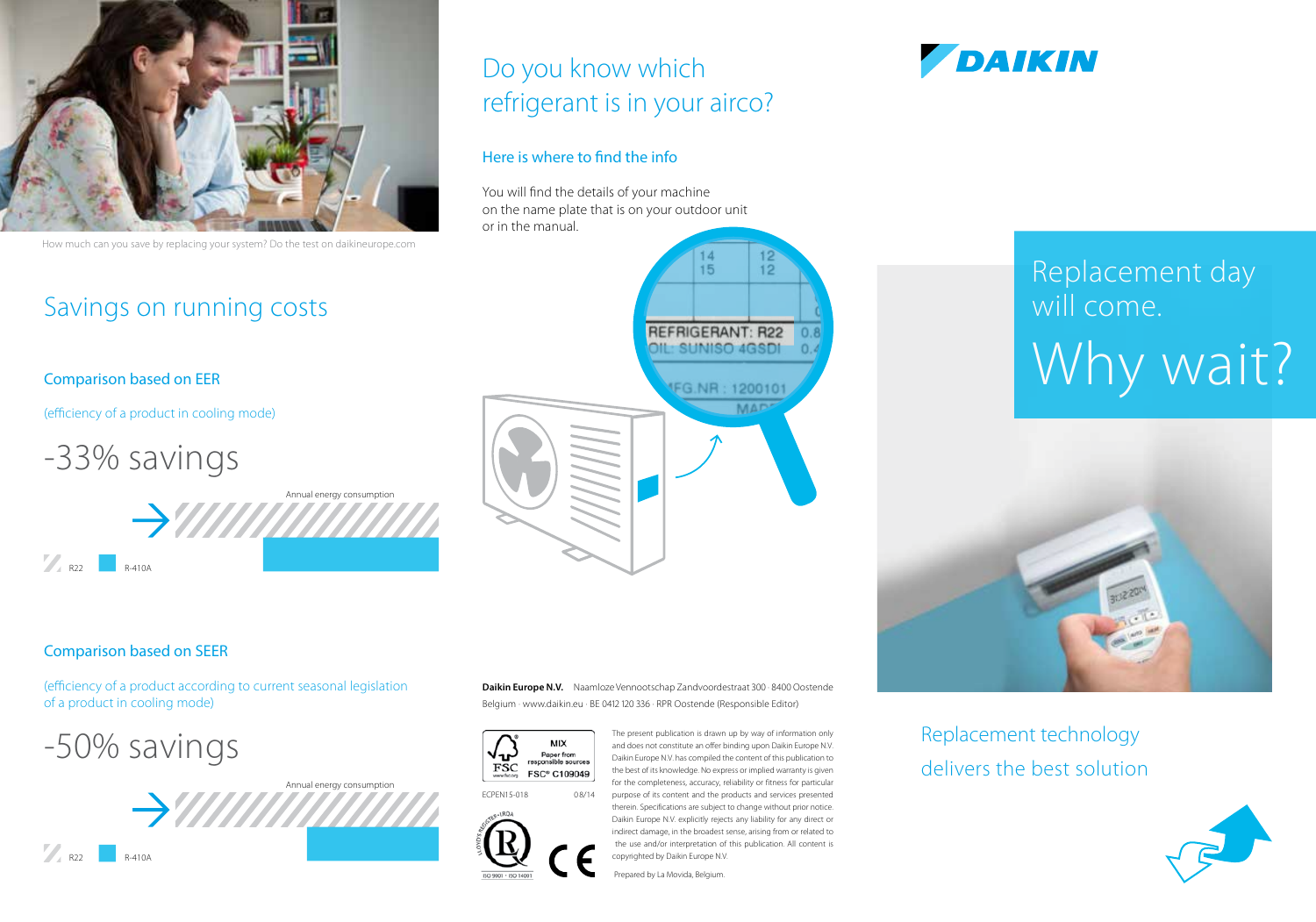How much can you save by replacing your system? Do the test on daikineurope.com

## Savings on running costs

### Comparison based on EER

(efficiency of a product in cooling mode)

-33% savings

Annual energy consumption

R22 R-410A

### Comparison based on SEER

(efficiency of a product according to current seasonal legislation of a product in cooling mode)

-50% savings

Annual energy consumption

R22 R-410A

## Do you know which refrigerant is in your airco?

### Here is where to find the info

You will find the details of your machine on the name plate that is on your outdoor unit or in the manual.

REFRIGERANT: R22
OIL: SUNISO 4GSDI
MFG.NR : 1200101

**Daikin Europe N.V.** Naamloze Vennootschap Zandvoordestraat 300 · 8400 Oostende Belgium · www.daikin.eu · BE 0412 120 336 · RPR Oostende (Responsible Editor)

ECPEN15-018 08/14

The present publication is drawn up by way of information only and does not constitute an offer binding upon Daikin Europe N.V. Daikin Europe N.V. has compiled the content of this publication to the best of its knowledge. No express or implied warranty is given for the completeness, accuracy, reliability or fitness for particular purpose of its content and the products and services presented therein. Specifications are subject to change without prior notice. Daikin Europe N.V. explicitly rejects any liability for any direct or indirect damage, in the broadest sense, arising from or related to the use and/or interpretation of this publication. All content is copyrighted by Daikin Europe N.V.

Prepared by La Movida, Belgium.

DAIKIN

# Replacement day will come. Why wait?

Replacement technology delivers the best solution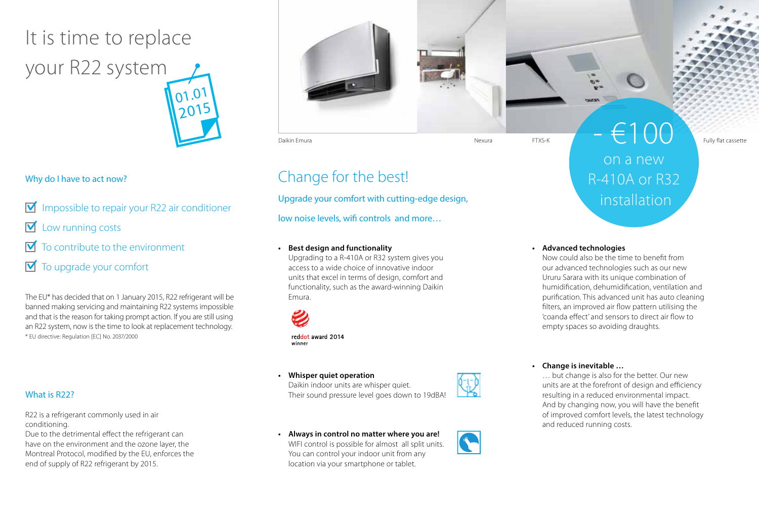# It is time to replace your R22 system

01.01
2015

## Why do I have to act now?

- ☑ Impossible to repair your R22 air conditioner
- ☑ Low running costs
- ☑ To contribute to the environment
- ☑ To upgrade your comfort

The EU* has decided that on 1 January 2015, R22 refrigerant will be banned making servicing and maintaining R22 systems impossible and that is the reason for taking prompt action. If you are still using an R22 system, now is the time to look at replacement technology.

\* EU directive: Regulation [EC] No. 2037/2000

## What is R22?

R22 is a refrigerant commonly used in air conditioning.
Due to the detrimental effect the refrigerant can have on the environment and the ozone layer, the Montreal Protocol, modified by the EU, enforces the end of supply of R22 refrigerant by 2015.

Daikin Emura

Nexura

FTXS-K

Fully flat cassette

- €100 on a new R-410A or R32 installation

## Change for the best!

Upgrade your comfort with cutting-edge design, low noise levels, wifi controls and more…

- **Best design and functionality**
  Upgrading to a R-410A or R32 system gives you access to a wide choice of innovative indoor units that excel in terms of design, comfort and functionality, such as the award-winning Daikin Emura.

  reddot award 2014
  winner

- **Whisper quiet operation**
  Daikin indoor units are whisper quiet.
  Their sound pressure level goes down to 19dBA!

- **Always in control no matter where you are!**
  WIFI control is possible for almost all split units. You can control your indoor unit from any location via your smartphone or tablet.

- **Advanced technologies**
  Now could also be the time to benefit from our advanced technologies such as our new Ururu Sarara with its unique combination of humidification, dehumidification, ventilation and purification. This advanced unit has auto cleaning filters, an improved air flow pattern utilising the 'coanda effect' and sensors to direct air flow to empty spaces so avoiding draughts.

- **Change is inevitable …**
  … but change is also for the better. Our new units are at the forefront of design and efficiency resulting in a reduced environmental impact. And by changing now, you will have the benefit of improved comfort levels, the latest technology and reduced running costs.